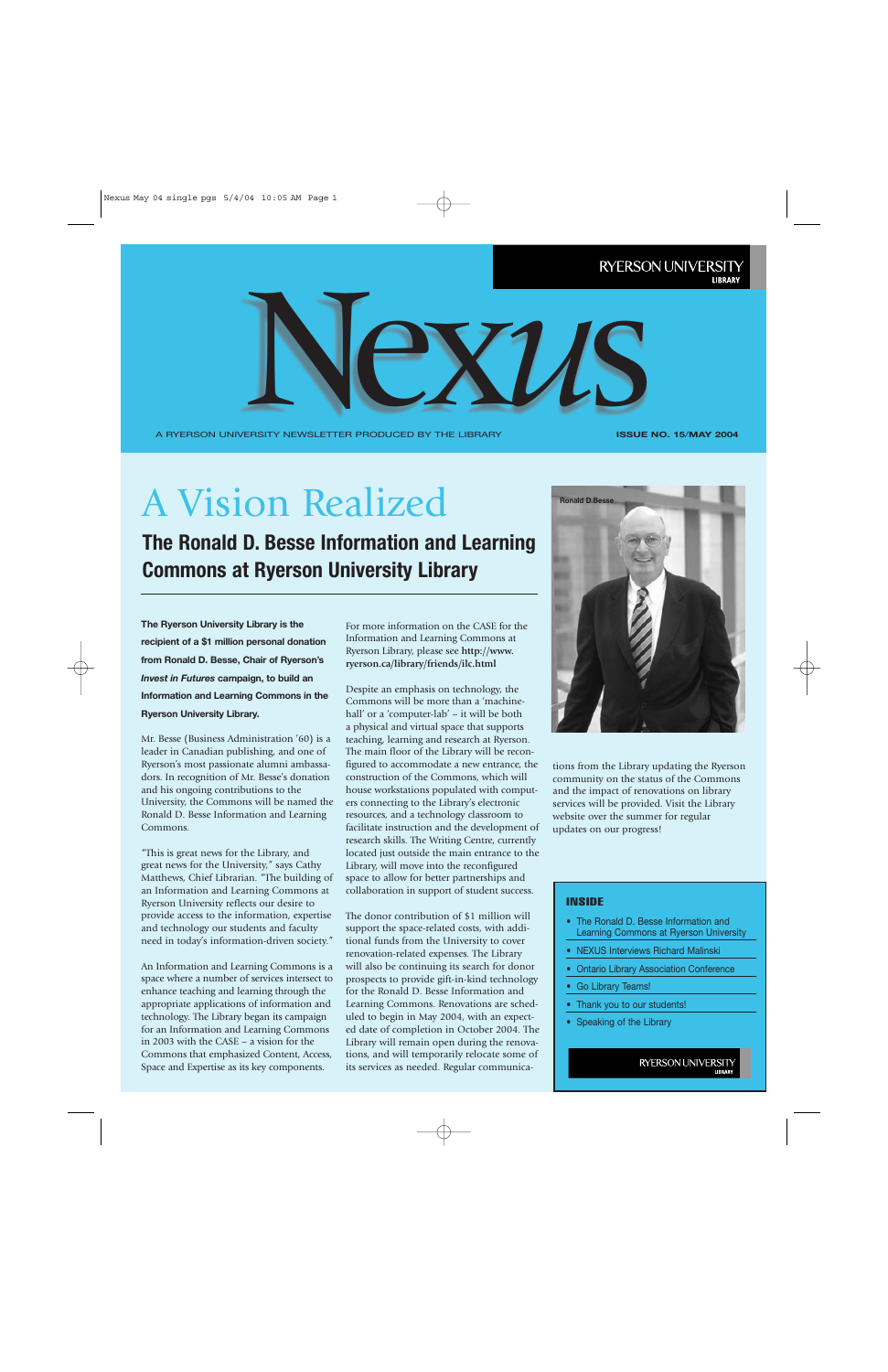RYERSON UNIVERSITY
LIBRARY

# Nexus

A RYERSON UNIVERSITY NEWSLETTER PRODUCED BY THE LIBRARY

ISSUE NO. 15/MAY 2004

# A Vision Realized

## The Ronald D. Besse Information and Learning Commons at Ryerson University Library

**The Ryerson University Library is the recipient of a $1 million personal donation from Ronald D. Besse, Chair of Ryerson's *Invest in Futures* campaign, to build an Information and Learning Commons in the Ryerson University Library.**

Mr. Besse (Business Administration '60) is a leader in Canadian publishing, and one of Ryerson's most passionate alumni ambassadors. In recognition of Mr. Besse's donation and his ongoing contributions to the University, the Commons will be named the Ronald D. Besse Information and Learning Commons.

"This is great news for the Library, and great news for the University," says Cathy Matthews, Chief Librarian. "The building of an Information and Learning Commons at Ryerson University reflects our desire to provide access to the information, expertise and technology our students and faculty need in today's information-driven society."

An Information and Learning Commons is a space where a number of services intersect to enhance teaching and learning through the appropriate applications of information and technology. The Library began its campaign for an Information and Learning Commons in 2003 with the CASE – a vision for the Commons that emphasized Content, Access, Space and Expertise as its key components.

For more information on the CASE for the Information and Learning Commons at Ryerson Library, please see **http://www.ryerson.ca/library/friends/ilc.html**

Despite an emphasis on technology, the Commons will be more than a 'machine-hall' or a 'computer-lab' – it will be both a physical and virtual space that supports teaching, learning and research at Ryerson. The main floor of the Library will be reconfigured to accommodate a new entrance, the construction of the Commons, which will house workstations populated with computers connecting to the Library's electronic resources, and a technology classroom to facilitate instruction and the development of research skills. The Writing Centre, currently located just outside the main entrance to the Library, will move into the reconfigured space to allow for better partnerships and collaboration in support of student success.

The donor contribution of $1 million will support the space-related costs, with additional funds from the University to cover renovation-related expenses. The Library will also be continuing its search for donor prospects to provide gift-in-kind technology for the Ronald D. Besse Information and Learning Commons. Renovations are scheduled to begin in May 2004, with an expected date of completion in October 2004. The Library will remain open during the renovations, and will temporarily relocate some of its services as needed. Regular communications from the Library updating the Ryerson community on the status of the Commons and the impact of renovations on library services will be provided. Visit the Library website over the summer for regular updates on our progress!

Ronald D.Besse

### INSIDE

- The Ronald D. Besse Information and Learning Commons at Ryerson University
- NEXUS Interviews Richard Malinski
- Ontario Library Association Conference
- Go Library Teams!
- Thank you to our students!
- Speaking of the Library

RYERSON UNIVERSITY
LIBRARY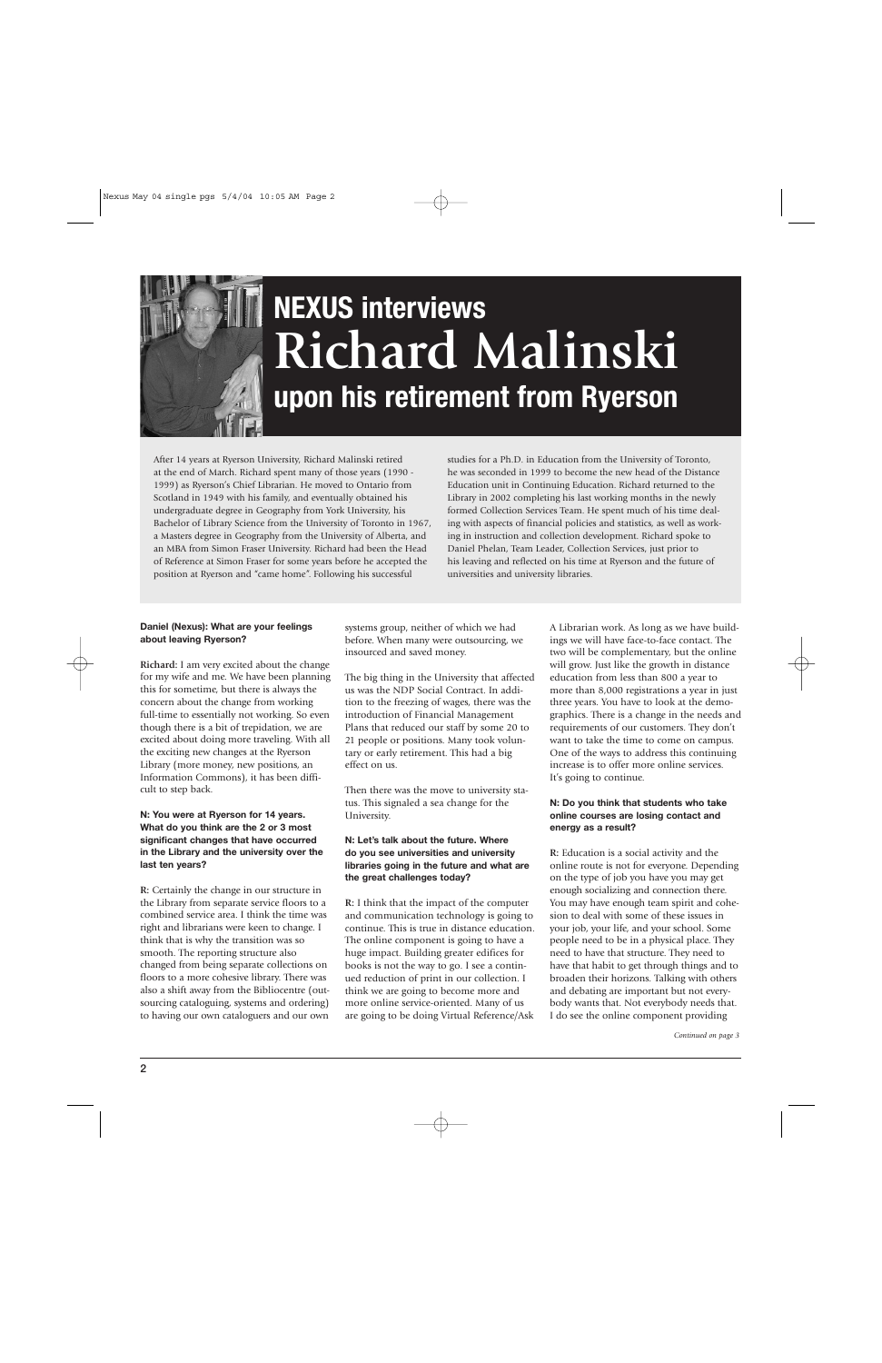# NEXUS interviews Richard Malinski upon his retirement from Ryerson

After 14 years at Ryerson University, Richard Malinski retired at the end of March. Richard spent many of those years (1990 - 1999) as Ryerson's Chief Librarian. He moved to Ontario from Scotland in 1949 with his family, and eventually obtained his undergraduate degree in Geography from York University, his Bachelor of Library Science from the University of Toronto in 1967, a Masters degree in Geography from the University of Alberta, and an MBA from Simon Fraser University. Richard had been the Head of Reference at Simon Fraser for some years before he accepted the position at Ryerson and "came home". Following his successful studies for a Ph.D. in Education from the University of Toronto, he was seconded in 1999 to become the new head of the Distance Education unit in Continuing Education. Richard returned to the Library in 2002 completing his last working months in the newly formed Collection Services Team. He spent much of his time dealing with aspects of financial policies and statistics, as well as working in instruction and collection development. Richard spoke to Daniel Phelan, Team Leader, Collection Services, just prior to his leaving and reflected on his time at Ryerson and the future of universities and university libraries.

**Daniel (Nexus): What are your feelings about leaving Ryerson?**

**Richard:** I am very excited about the change for my wife and me. We have been planning this for sometime, but there is always the concern about the change from working full-time to essentially not working. So even though there is a bit of trepidation, we are excited about doing more traveling. With all the exciting new changes at the Ryerson Library (more money, new positions, an Information Commons), it has been difficult to step back.

**N: You were at Ryerson for 14 years. What do you think are the 2 or 3 most significant changes that have occurred in the Library and the university over the last ten years?**

**R:** Certainly the change in our structure in the Library from separate service floors to a combined service area. I think the time was right and librarians were keen to change. I think that is why the transition was so smooth. The reporting structure also changed from being separate collections on floors to a more cohesive library. There was also a shift away from the Bibliocentre (outsourcing cataloguing, systems and ordering) to having our own cataloguers and our own systems group, neither of which we had before. When many were outsourcing, we insourced and saved money.

The big thing in the University that affected us was the NDP Social Contract. In addition to the freezing of wages, there was the introduction of Financial Management Plans that reduced our staff by some 20 to 21 people or positions. Many took voluntary or early retirement. This had a big effect on us.

Then there was the move to university status. This signaled a sea change for the University.

**N: Let's talk about the future. Where do you see universities and university libraries going in the future and what are the great challenges today?**

**R:** I think that the impact of the computer and communication technology is going to continue. This is true in distance education. The online component is going to have a huge impact. Building greater edifices for books is not the way to go. I see a continued reduction of print in our collection. I think we are going to become more and more online service-oriented. Many of us are going to be doing Virtual Reference/Ask A Librarian work. As long as we have buildings we will have face-to-face contact. The two will be complementary, but the online will grow. Just like the growth in distance education from less than 800 a year to more than 8,000 registrations a year in just three years. You have to look at the demographics. There is a change in the needs and requirements of our customers. They don't want to take the time to come on campus. One of the ways to address this continuing increase is to offer more online services. It's going to continue.

**N: Do you think that students who take online courses are losing contact and energy as a result?**

**R:** Education is a social activity and the online route is not for everyone. Depending on the type of job you have you may get enough socializing and connection there. You may have enough team spirit and cohesion to deal with some of these issues in your job, your life, and your school. Some people need to be in a physical place. They need to have that structure. They need to have that habit to get through things and to broaden their horizons. Talking with others and debating are important but not everybody wants that. Not everybody needs that. I do see the online component providing

*Continued on page 3*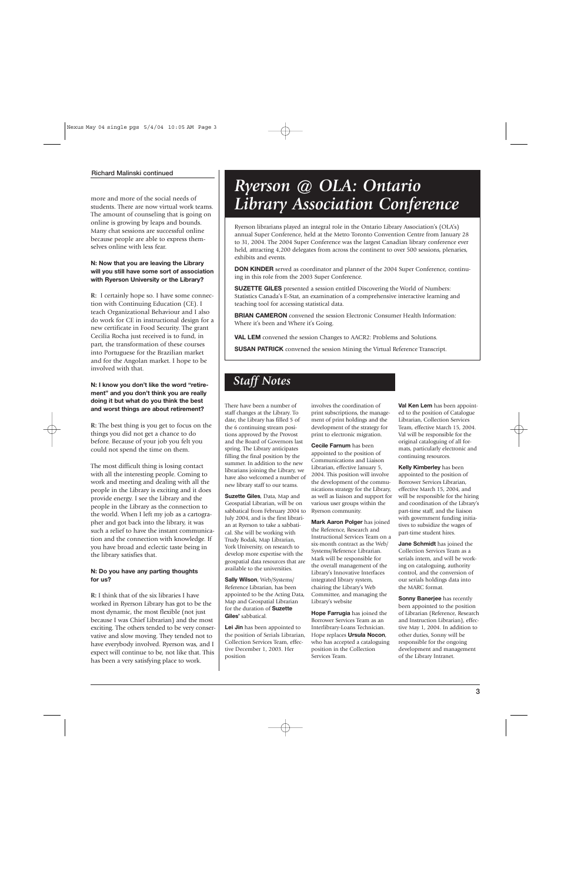### Richard Malinski continued

more and more of the social needs of students. There are now virtual work teams. The amount of counseling that is going on online is growing by leaps and bounds. Many chat sessions are successful online because people are able to express themselves online with less fear.

**N: Now that you are leaving the Library will you still have some sort of association with Ryerson University or the Library?**

**R:** I certainly hope so. I have some connection with Continuing Education (CE). I teach Organizational Behaviour and I also do work for CE in instructional design for a new certificate in Food Security. The grant Cecilia Rocha just received is to fund, in part, the transformation of these courses into Portuguese for the Brazilian market and for the Angolan market. I hope to be involved with that.

**N: I know you don't like the word "retirement" and you don't think you are really doing it but what do you think the best and worst things are about retirement?**

**R:** The best thing is you get to focus on the things you did not get a chance to do before. Because of your job you felt you could not spend the time on them.

The most difficult thing is losing contact with all the interesting people. Coming to work and meeting and dealing with all the people in the Library is exciting and it does provide energy. I see the Library and the people in the Library as the connection to the world. When I left my job as a cartographer and got back into the library, it was such a relief to have the instant communication and the connection with knowledge. If you have broad and eclectic taste being in the library satisfies that.

**N: Do you have any parting thoughts for us?**

**R:** I think that of the six libraries I have worked in Ryerson Library has got to be the most dynamic, the most flexible (not just because I was Chief Librarian) and the most exciting. The others tended to be very conservative and slow moving. They tended not to have everybody involved. Ryerson was, and I expect will continue to be, not like that. This has been a very satisfying place to work.

# *Ryerson @ OLA: Ontario Library Association Conference*

Ryerson librarians played an integral role in the Ontario Library Association's (OLA's) annual Super Conference, held at the Metro Toronto Convention Centre from January 28 to 31, 2004. The 2004 Super Conference was the largest Canadian library conference ever held, attracting 4,200 delegates from across the continent to over 500 sessions, plenaries, exhibits and events.

**DON KINDER** served as coordinator and planner of the 2004 Super Conference, continuing in this role from the 2003 Super Conference.

**SUZETTE GILES** presented a session entitled Discovering the World of Numbers: Statistics Canada's E-Stat, an examination of a comprehensive interactive learning and teaching tool for accessing statistical data.

**BRIAN CAMERON** convened the session Electronic Consumer Health Information: Where it's Been and Where it's Going.

**VAL LEM** convened the session Changes to AACR2: Problems and Solutions.

**SUSAN PATRICK** convened the session Mining the Virtual Reference Transcript.

# *Staff Notes*

There have been a number of staff changes at the Library. To date, the Library has filled 5 of the 6 continuing stream positions approved by the Provost and the Board of Governors last spring. The Library anticipates filling the final position by the summer. In addition to the new librarians joining the Library, we have also welcomed a number of new library staff to our teams.

**Suzette Giles**, Data, Map and Geospatial Librarian, will be on sabbatical from February 2004 to July 2004, and is the first librarian at Ryerson to take a sabbatical. She will be working with Trudy Bodak, Map Librarian, York University, on research to develop more expertise with the geospatial data resources that are available to the universities.

**Sally Wilson**, Web/Systems/Reference Librarian, has been appointed to be the Acting Data, Map and Geospatial Librarian for the duration of **Suzette Giles'** sabbatical.

**Lei Jin** has been appointed to the position of Serials Librarian, Collection Services Team, effective December 1, 2003. Her position involves the coordination of print subscriptions, the management of print holdings and the development of the strategy for print to electronic migration.

**Cecile Farnum** has been appointed to the position of Communications and Liaison Librarian, effective January 5, 2004. This position will involve the development of the communications strategy for the Library, as well as liaison and support for various user groups within the Ryerson community.

**Mark Aaron Polger** has joined the Reference, Research and Instructional Services Team on a six-month contract as the Web/Systems/Reference Librarian. Mark will be responsible for the overall management of the Library's Innovative Interfaces integrated library system, chairing the Library's Web Committee, and managing the Library's website

**Hope Farrugia** has joined the Borrower Services Team as an Interlibrary-Loans Technician. Hope replaces **Ursula Nocon**, who has accepted a cataloguing position in the Collection Services Team.

**Val Ken Lem** has been appointed to the position of Catalogue Librarian, Collection Services Team, effective March 15, 2004. Val will be responsible for the original cataloguing of all formats, particularly electronic and continuing resources.

**Kelly Kimberley** has been appointed to the position of Borrower Services Librarian, effective March 15, 2004, and will be responsible for the hiring and coordination of the Library's part-time staff, and the liaison with government funding initiatives to subsidize the wages of part-time student hires.

**Jane Schmidt** has joined the Collection Services Team as a serials intern, and will be working on cataloguing, authority control, and the conversion of our serials holdings data into the MARC format.

**Sonny Banerjee** has recently been appointed to the position of Librarian (Reference, Research and Instruction Librarian), effective May 1, 2004. In addition to other duties, Sonny will be responsible for the ongoing development and management of the Library Intranet.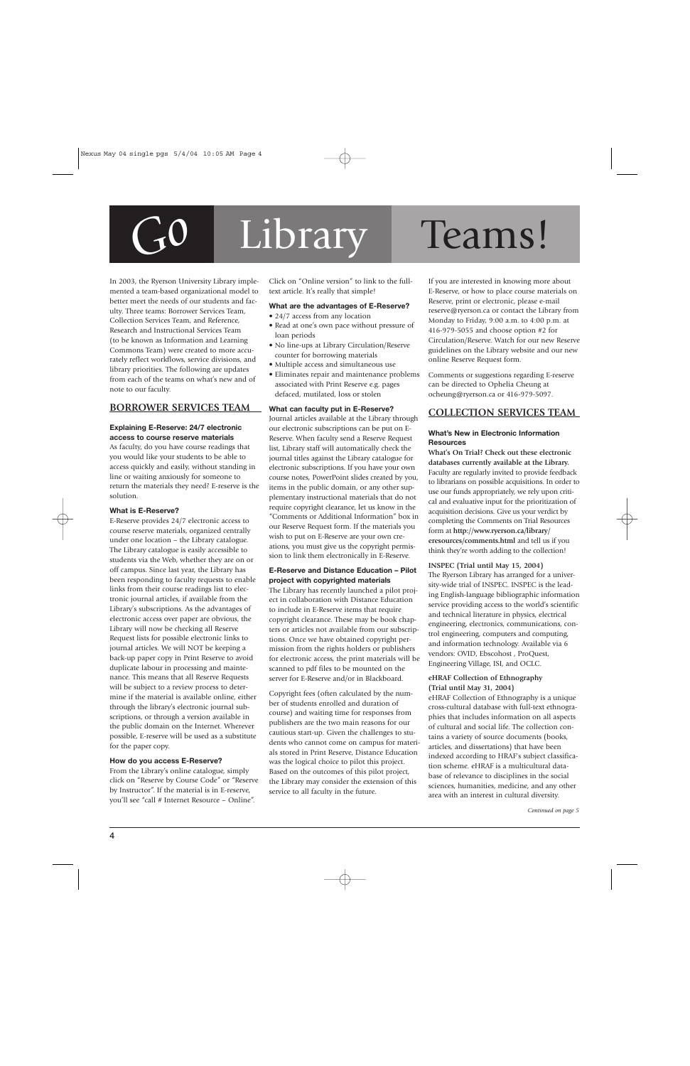# Go Library Teams!

In 2003, the Ryerson University Library implemented a team-based organizational model to better meet the needs of our students and faculty. Three teams: Borrower Services Team, Collection Services Team, and Reference, Research and Instructional Services Team (to be known as Information and Learning Commons Team) were created to more accurately reflect workflows, service divisions, and library priorities. The following are updates from each of the teams on what's new and of note to our faculty.

## BORROWER SERVICES TEAM

### Explaining E-Reserve: 24/7 electronic access to course reserve materials

As faculty, do you have course readings that you would like your students to be able to access quickly and easily, without standing in line or waiting anxiously for someone to return the materials they need? E-reserve is the solution.

### What is E-Reserve?

E-Reserve provides 24/7 electronic access to course reserve materials, organized centrally under one location – the Library catalogue. The Library catalogue is easily accessible to students via the Web, whether they are on or off campus. Since last year, the Library has been responding to faculty requests to enable links from their course readings list to electronic journal articles, if available from the Library's subscriptions. As the advantages of electronic access over paper are obvious, the Library will now be checking all Reserve Request lists for possible electronic links to journal articles. We will NOT be keeping a back-up paper copy in Print Reserve to avoid duplicate labour in processing and maintenance. This means that all Reserve Requests will be subject to a review process to determine if the material is available online, either through the library's electronic journal subscriptions, or through a version available in the public domain on the Internet. Wherever possible, E-reserve will be used as a substitute for the paper copy.

### How do you access E-Reserve?

From the Library's online catalogue, simply click on "Reserve by Course Code" or "Reserve by Instructor". If the material is in E-reserve, you'll see "call # Internet Resource – Online". Click on "Online version" to link to the full-text article. It's really that simple!

### What are the advantages of E-Reserve?

- 24/7 access from any location
- Read at one's own pace without pressure of loan periods
- No line-ups at Library Circulation/Reserve counter for borrowing materials
- Multiple access and simultaneous use
- Eliminates repair and maintenance problems associated with Print Reserve e.g. pages defaced, mutilated, loss or stolen

### What can faculty put in E-Reserve?

Journal articles available at the Library through our electronic subscriptions can be put on E-Reserve. When faculty send a Reserve Request list, Library staff will automatically check the journal titles against the Library catalogue for electronic subscriptions. If you have your own course notes, PowerPoint slides created by you, items in the public domain, or any other supplementary instructional materials that do not require copyright clearance, let us know in the "Comments or Additional Information" box in our Reserve Request form. If the materials you wish to put on E-Reserve are your own creations, you must give us the copyright permission to link them electronically in E-Reserve.

### E-Reserve and Distance Education – Pilot project with copyrighted materials

The Library has recently launched a pilot project in collaboration with Distance Education to include in E-Reserve items that require copyright clearance. These may be book chapters or articles not available from our subscriptions. Once we have obtained copyright permission from the rights holders or publishers for electronic access, the print materials will be scanned to pdf files to be mounted on the server for E-Reserve and/or in Blackboard.

Copyright fees (often calculated by the number of students enrolled and duration of course) and waiting time for responses from publishers are the two main reasons for our cautious start-up. Given the challenges to students who cannot come on campus for materials stored in Print Reserve, Distance Education was the logical choice to pilot this project. Based on the outcomes of this pilot project, the Library may consider the extension of this service to all faculty in the future.

If you are interested in knowing more about E-Reserve, or how to place course materials on Reserve, print or electronic, please e-mail reserve@ryerson.ca or contact the Library from Monday to Friday, 9:00 a.m. to 4:00 p.m. at 416-979-5055 and choose option #2 for Circulation/Reserve. Watch for our new Reserve guidelines on the Library website and our new online Reserve Request form.

Comments or suggestions regarding E-reserve can be directed to Ophelia Cheung at ocheung@ryerson.ca or 416-979-5097.

## COLLECTION SERVICES TEAM

### What's New in Electronic Information Resources

**What's On Trial? Check out these electronic databases currently available at the Library.** Faculty are regularly invited to provide feedback to librarians on possible acquisitions. In order to use our funds appropriately, we rely upon critical and evaluative input for the prioritization of acquisition decisions. Give us your verdict by completing the Comments on Trial Resources form at **http://www.ryerson.ca/library/eresources/comments.html** and tell us if you think they're worth adding to the collection!

**INSPEC (Trial until May 15, 2004)**

The Ryerson Library has arranged for a university-wide trial of INSPEC. INSPEC is the leading English-language bibliographic information service providing access to the world's scientific and technical literature in physics, electrical engineering, electronics, communications, control engineering, computers and computing, and information technology. Available via 6 vendors: OVID, Ebscohost , ProQuest, Engineering Village, ISI, and OCLC.

**eHRAF Collection of Ethnography (Trial until May 31, 2004)**

eHRAF Collection of Ethnography is a unique cross-cultural database with full-text ethnographies that includes information on all aspects of cultural and social life. The collection contains a variety of source documents (books, articles, and dissertations) that have been indexed according to HRAF's subject classification scheme. eHRAF is a multicultural database of relevance to disciplines in the social sciences, humanities, medicine, and any other area with an interest in cultural diversity.

*Continued on page 5*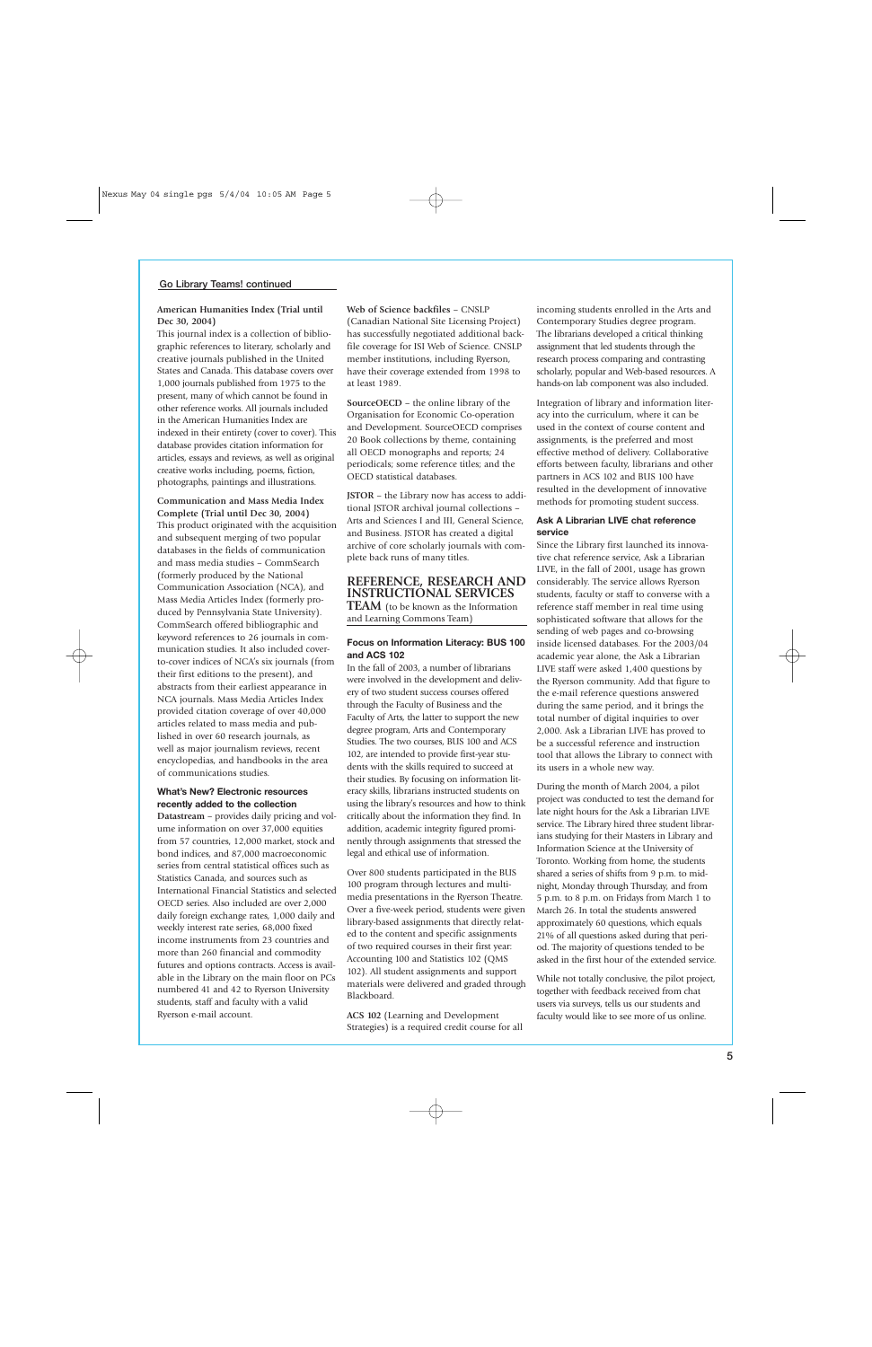## Go Library Teams! continued

**American Humanities Index (Trial until Dec 30, 2004)**
This journal index is a collection of bibliographic references to literary, scholarly and creative journals published in the United States and Canada. This database covers over 1,000 journals published from 1975 to the present, many of which cannot be found in other reference works. All journals included in the American Humanities Index are indexed in their entirety (cover to cover). This database provides citation information for articles, essays and reviews, as well as original creative works including, poems, fiction, photographs, paintings and illustrations.

**Communication and Mass Media Index Complete (Trial until Dec 30, 2004)**
This product originated with the acquisition and subsequent merging of two popular databases in the fields of communication and mass media studies – CommSearch (formerly produced by the National Communication Association (NCA), and Mass Media Articles Index (formerly produced by Pennsylvania State University). CommSearch offered bibliographic and keyword references to 26 journals in communication studies. It also included cover-to-cover indices of NCA's six journals (from their first editions to the present), and abstracts from their earliest appearance in NCA journals. Mass Media Articles Index provided citation coverage of over 40,000 articles related to mass media and published in over 60 research journals, as well as major journalism reviews, recent encyclopedias, and handbooks in the area of communications studies.

### What's New? Electronic resources recently added to the collection

**Datastream** – provides daily pricing and volume information on over 37,000 equities from 57 countries, 12,000 market, stock and bond indices, and 87,000 macroeconomic series from central statistical offices such as Statistics Canada, and sources such as International Financial Statistics and selected OECD series. Also included are over 2,000 daily foreign exchange rates, 1,000 daily and weekly interest rate series, 68,000 fixed income instruments from 23 countries and more than 260 financial and commodity futures and options contracts. Access is available in the Library on the main floor on PCs numbered 41 and 42 to Ryerson University students, staff and faculty with a valid Ryerson e-mail account.

**Web of Science backfiles** – CNSLP (Canadian National Site Licensing Project) has successfully negotiated additional backfile coverage for ISI Web of Science. CNSLP member institutions, including Ryerson, have their coverage extended from 1998 to at least 1989.

**SourceOECD** – the online library of the Organisation for Economic Co-operation and Development. SourceOECD comprises 20 Book collections by theme, containing all OECD monographs and reports; 24 periodicals; some reference titles; and the OECD statistical databases.

**JSTOR** – the Library now has access to additional JSTOR archival journal collections – Arts and Sciences I and III, General Science, and Business. JSTOR has created a digital archive of core scholarly journals with complete back runs of many titles.

## REFERENCE, RESEARCH AND INSTRUCTIONAL SERVICES TEAM (to be known as the Information and Learning Commons Team)

### Focus on Information Literacy: BUS 100 and ACS 102

In the fall of 2003, a number of librarians were involved in the development and delivery of two student success courses offered through the Faculty of Business and the Faculty of Arts, the latter to support the new degree program, Arts and Contemporary Studies. The two courses, BUS 100 and ACS 102, are intended to provide first-year students with the skills required to succeed at their studies. By focusing on information literacy skills, librarians instructed students on using the library's resources and how to think critically about the information they find. In addition, academic integrity figured prominently through assignments that stressed the legal and ethical use of information.

Over 800 students participated in the BUS 100 program through lectures and multimedia presentations in the Ryerson Theatre. Over a five-week period, students were given library-based assignments that directly related to the content and specific assignments of two required courses in their first year: Accounting 100 and Statistics 102 (QMS 102). All student assignments and support materials were delivered and graded through Blackboard.

**ACS 102** (Learning and Development Strategies) is a required credit course for all incoming students enrolled in the Arts and Contemporary Studies degree program. The librarians developed a critical thinking assignment that led students through the research process comparing and contrasting scholarly, popular and Web-based resources. A hands-on lab component was also included.

Integration of library and information literacy into the curriculum, where it can be used in the context of course content and assignments, is the preferred and most effective method of delivery. Collaborative efforts between faculty, librarians and other partners in ACS 102 and BUS 100 have resulted in the development of innovative methods for promoting student success.

### Ask A Librarian LIVE chat reference service

Since the Library first launched its innovative chat reference service, Ask a Librarian LIVE, in the fall of 2001, usage has grown considerably. The service allows Ryerson students, faculty or staff to converse with a reference staff member in real time using sophisticated software that allows for the sending of web pages and co-browsing inside licensed databases. For the 2003/04 academic year alone, the Ask a Librarian LIVE staff were asked 1,400 questions by the Ryerson community. Add that figure to the e-mail reference questions answered during the same period, and it brings the total number of digital inquiries to over 2,000. Ask a Librarian LIVE has proved to be a successful reference and instruction tool that allows the Library to connect with its users in a whole new way.

During the month of March 2004, a pilot project was conducted to test the demand for late night hours for the Ask a Librarian LIVE service. The Library hired three student librarians studying for their Masters in Library and Information Science at the University of Toronto. Working from home, the students shared a series of shifts from 9 p.m. to midnight, Monday through Thursday, and from 5 p.m. to 8 p.m. on Fridays from March 1 to March 26. In total the students answered approximately 60 questions, which equals 21% of all questions asked during that period. The majority of questions tended to be asked in the first hour of the extended service.

While not totally conclusive, the pilot project, together with feedback received from chat users via surveys, tells us our students and faculty would like to see more of us online.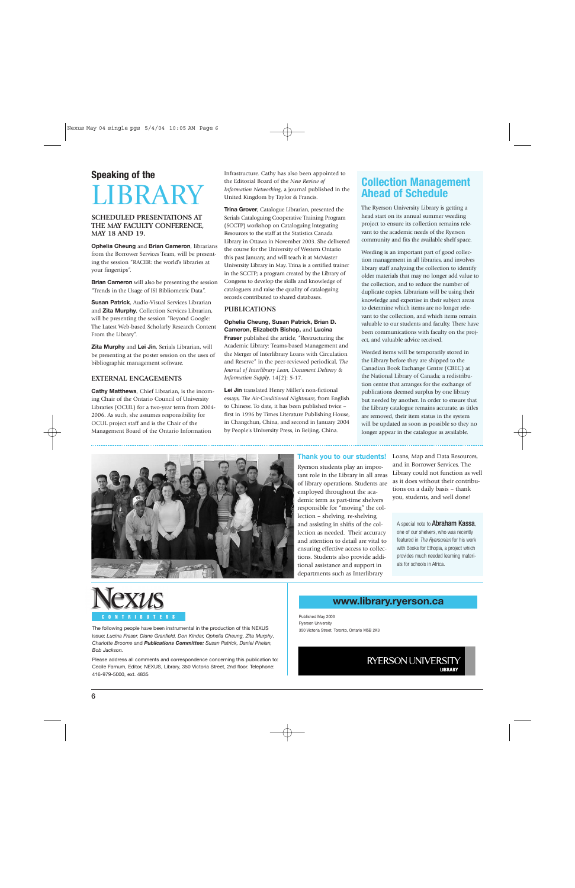## Speaking of the LIBRARY

### SCHEDULED PRESENTATIONS AT THE MAY FACULTY CONFERENCE, MAY 18 AND 19.

**Ophelia Cheung** and **Brian Cameron**, librarians from the Borrower Services Team, will be presenting the session "RACER: the world's libraries at your fingertips".

**Brian Cameron** will also be presenting the session "Trends in the Usage of ISI Bibliometric Data".

**Susan Patrick**, Audio-Visual Services Librarian and **Zita Murphy**, Collection Services Librarian, will be presenting the session "Beyond Google: The Latest Web-based Scholarly Research Content From the Library".

**Zita Murphy** and **Lei Jin**, Serials Librarian, will be presenting at the poster session on the uses of bibliographic management software.

### EXTERNAL ENGAGEMENTS

**Cathy Matthews**, Chief Librarian, is the incoming Chair of the Ontario Council of University Libraries (OCUL) for a two-year term from 2004-2006. As such, she assumes responsibility for OCUL project staff and is the Chair of the Management Board of the Ontario Information Infrastructure. Cathy has also been appointed to the Editorial Board of the *New Review of Information Networking*, a journal published in the United Kingdom by Taylor & Francis.

**Trina Grover**, Catalogue Librarian, presented the Serials Cataloguing Cooperative Training Program (SCCTP) workshop on Cataloguing Integrating Resources to the staff at the Statistics Canada Library in Ottawa in November 2003. She delivered the course for the University of Western Ontario this past January, and will teach it at McMaster University Library in May. Trina is a certified trainer in the SCCTP, a program created by the Library of Congress to develop the skills and knowledge of cataloguers and raise the quality of cataloguing records contributed to shared databases.

### PUBLICATIONS

**Ophelia Cheung, Susan Patrick, Brian D. Cameron, Elizabeth Bishop,** and **Lucina Fraser** published the article, "Restructuring the Academic Library: Teams-based Management and the Merger of Interlibrary Loans with Circulation and Reserve" in the peer-reviewed periodical, *The Journal of Interlibrary Loan, Document Delivery & Information Supply*, 14(2): 5-17.

**Lei Jin** translated Henry Miller's non-fictional essays, *The Air-Conditioned Nightmare*, from English to Chinese. To date, it has been published twice – first in 1996 by Times Literature Publishing House, in Changchun, China, and second in January 2004 by People's University Press, in Beijing, China.

## Collection Management Ahead of Schedule

The Ryerson University Library is getting a head start on its annual summer weeding project to ensure its collection remains relevant to the academic needs of the Ryerson community and fits the available shelf space.

Weeding is an important part of good collection management in all libraries, and involves library staff analyzing the collection to identify older materials that may no longer add value to the collection, and to reduce the number of duplicate copies. Librarians will be using their knowledge and expertise in their subject areas to determine which items are no longer relevant to the collection, and which items remain valuable to our students and faculty. There have been communications with faculty on the project, and valuable advice received.

Weeded items will be temporarily stored in the Library before they are shipped to the Canadian Book Exchange Centre (CBEC) at the National Library of Canada; a redistribution centre that arranges for the exchange of publications deemed surplus by one library but needed by another. In order to ensure that the Library catalogue remains accurate, as titles are removed, their item status in the system will be updated as soon as possible so they no longer appear in the catalogue as available.

### Thank you to our students!

Ryerson students play an important role in the Library in all areas of library operations. Students are employed throughout the academic term as part-time shelvers responsible for "moving" the collection – shelving, re-shelving, and assisting in shifts of the collection as needed. Their accuracy and attention to detail are vital to ensuring effective access to collections. Students also provide additional assistance and support in departments such as Interlibrary Loans, Map and Data Resources, and in Borrower Services. The Library could not function as well as it does without their contributions on a daily basis – thank you, students, and well done!

A special note to **Abraham Kassa**, one of our shelvers, who was recently featured in *The Ryersonian* for his work with Books for Ethopia, a project which provides much needed learning materials for schools in Africa.

## Nexus CONTRIBUTERS

The following people have been instrumental in the production of this NEXUS issue: *Lucina Fraser, Diane Granfield, Don Kinder, Ophelia Cheung, Zita Murphy, Charlotte Broome* and ***Publications Committee:*** *Susan Patrick, Daniel Phelan, Bob Jackson.*

Please address all comments and correspondence concerning this publication to: Cecile Farnum, Editor, NEXUS, Library, 350 Victoria Street, 2nd floor. Telephone: 416-979-5000, ext. 4835

**www.library.ryerson.ca**

Published May 2003
Ryerson University
350 Victoria Street, Toronto, Ontario M5B 2K3

RYERSON UNIVERSITY LIBRARY